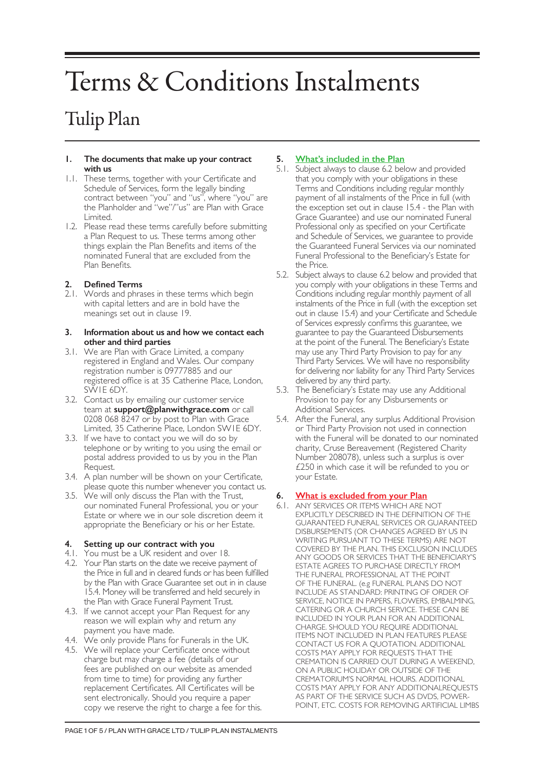# Terms & Conditions Instalments

## Tulip Plan

### 1. The documents that make up your contract with us

1.1. These terms, together with your Certificate and Schedule of Services, form the legally binding contract between "you" and "us", where "you" are the Planholder and "we"/"us" are Plan with Grace Limited.

1.2. Please read these terms carefully before submitting a Plan Request to us. These terms among other things explain the Plan Benefits and items of the nominated Funeral that are excluded from the Plan Benefits.

### 2. Defined Terms

2.1. Words and phrases in these terms which begin with capital letters and are in bold have the meanings set out in clause 19.

### 3. Information about us and how we contact each other and third parties

3.1. We are Plan with Grace Limited, a company registered in England and Wales. Our company registration number is 09777885 and our registered office is at 35 Catherine Place, London, SW1E 6DY.

3.2. Contact us by emailing our customer service team at **support@planwithgrace.com** or call 0208 068 8247 or by post to Plan with Grace Limited, 35 Catherine Place, London SW1E 6DY.

3.3. If we have to contact you we will do so by telephone or by writing to you using the email or postal address provided to us by you in the Plan Request.

3.4. A plan number will be shown on your Certificate, please quote this number whenever you contact us.

3.5. We will only discuss the Plan with the Trust, our nominated Funeral Professional, you or your Estate or where we in our sole discretion deem it appropriate the Beneficiary or his or her Estate.

### 4. Setting up our contract with you

4.1. You must be a UK resident and over 18.

4.2. Your Plan starts on the date we receive payment of the Price in full and in cleared funds or has been fulfilled by the Plan with Grace Guarantee set out in in clause 15.4. Money will be transferred and held securely in the Plan with Grace Funeral Payment Trust.

4.3. If we cannot accept your Plan Request for any reason we will explain why and return any payment you have made.

4.4. We only provide Plans for Funerals in the UK.

4.5. We will replace your Certificate once without charge but may charge a fee (details of our fees are published on our website as amended from time to time) for providing any further replacement Certificates. All Certificates will be sent electronically. Should you require a paper copy we reserve the right to charge a fee for this.

### 5. What's included in the Plan

5.1. Subject always to clause 6.2 below and provided that you comply with your obligations in these Terms and Conditions including regular monthly payment of all instalments of the Price in full (with the exception set out in clause 15.4 - the Plan with Grace Guarantee) and use our nominated Funeral Professional only as specified on your Certificate and Schedule of Services, we guarantee to provide the Guaranteed Funeral Services via our nominated Funeral Professional to the Beneficiary's Estate for the Price.

5.2. Subject always to clause 6.2 below and provided that you comply with your obligations in these Terms and Conditions including regular monthly payment of all instalments of the Price in full (with the exception set out in clause 15.4) and your Certificate and Schedule of Services expressly confirms this guarantee, we guarantee to pay the Guaranteed Disbursements at the point of the Funeral. The Beneficiary's Estate may use any Third Party Provision to pay for any Third Party Services. We will have no responsibility for delivering nor liability for any Third Party Services delivered by any third party.

5.3. The Beneficiary's Estate may use any Additional Provision to pay for any Disbursements or Additional Services.

5.4. After the Funeral, any surplus Additional Provision or Third Party Provision not used in connection with the Funeral will be donated to our nominated charity, Cruse Bereavement (Registered Charity Number 208078), unless such a surplus is over £250 in which case it will be refunded to you or your Estate.

### 6. What is excluded from your Plan

6.1. ANY SERVICES OR ITEMS WHICH ARE NOT EXPLICITLY DESCRIBED IN THE DEFINITION OF THE GUARANTEED FUNERAL SERVICES OR GUARANTEED DISBURSEMENTS (OR CHANGES AGREED BY US IN WRITING PURSUANT TO THESE TERMS) ARE NOT COVERED BY THE PLAN. THIS EXCLUSION INCLUDES ANY GOODS OR SERVICES THAT THE BENEFICIARY'S ESTATE AGREES TO PURCHASE DIRECTLY FROM THE FUNERAL PROFESSIONAL AT THE POINT OF THE FUNERAL. (e.g FUNERAL PLANS DO NOT INCLUDE AS STANDARD: PRINTING OF ORDER OF SERVICE, NOTICE IN PAPERS, FLOWERS, EMBALMING, CATERING OR A CHURCH SERVICE. THESE CAN BE INCLUDED IN YOUR PLAN FOR AN ADDITIONAL CHARGE. SHOULD YOU REQUIRE ADDITIONAL ITEMS NOT INCLUDED IN PLAN FEATURES PLEASE CONTACT US FOR A QUOTATION. ADDITIONAL COSTS MAY APPLY FOR REQUESTS THAT THE CREMATION IS CARRIED OUT DURING A WEEKEND, ON A PUBLIC HOLIDAY OR OUTSIDE OF THE CREMATORIUM'S NORMAL HOURS. ADDITIONAL COSTS MAY APPLY FOR ANY ADDITIONALREQUESTS AS PART OF THE SERVICE SUCH AS DVDS, POWER-POINT, ETC. COSTS FOR REMOVING ARTIFICIAL LIMBS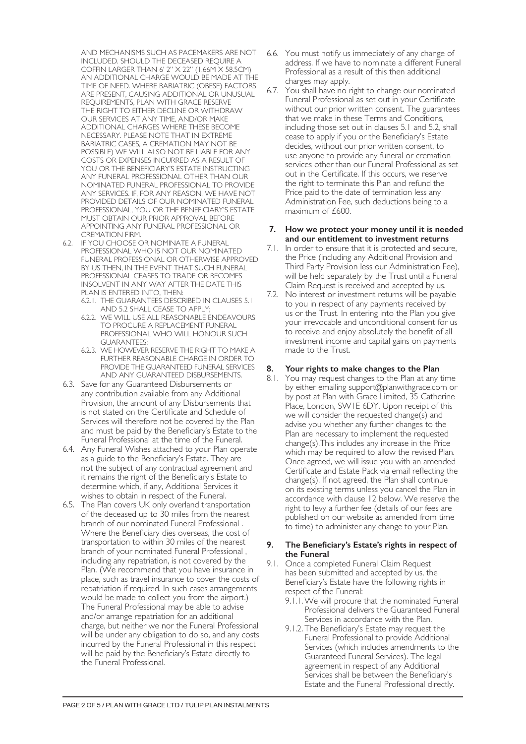AND MECHANISMS SUCH AS PACEMAKERS ARE NOT INCLUDED. SHOULD THE DECEASED REQUIRE A COFFIN LARGER THAN 6' 2" X 22" (1.66M X 58.5CM) AN ADDITIONAL CHARGE WOULD BE MADE AT THE TIME OF NEED. WHERE BARIATRIC (OBESE) FACTORS ARE PRESENT, CAUSING ADDITIONAL OR UNUSUAL REQUIREMENTS, PLAN WITH GRACE RESERVE THE RIGHT TO EITHER DECLINE OR WITHDRAW OUR SERVICES AT ANY TIME, AND/OR MAKE ADDITIONAL CHARGES WHERE THESE BECOME NECESSARY. PLEASE NOTE THAT IN EXTREME BARIATRIC CASES, A CREMATION MAY NOT BE POSSIBLE) WE WILL ALSO NOT BE LIABLE FOR ANY COSTS OR EXPENSES INCURRED AS A RESULT OF YOU OR THE BENEFICIARY'S ESTATE INSTRUCTING ANY FUNERAL PROFESSIONAL OTHER THAN OUR NOMINATED FUNERAL PROFESSIONAL TO PROVIDE ANY SERVICES. IF, FOR ANY REASON, WE HAVE NOT PROVIDED DETAILS OF OUR NOMINATED FUNERAL PROFESSIONAL, YOU OR THE BENEFICIARY'S ESTATE MUST OBTAIN OUR PRIOR APPROVAL BEFORE APPOINTING ANY FUNERAL PROFESSIONAL OR CREMATION FIRM.

6.2. IF YOU CHOOSE OR NOMINATE A FUNERAL PROFESSIONAL WHO IS NOT OUR NOMINATED FUNERAL PROFESSIONAL OR OTHERWISE APPROVED BY US THEN, IN THE EVENT THAT SUCH FUNERAL PROFESSIONAL CEASES TO TRADE OR BECOMES INSOLVENT IN ANY WAY AFTER THE DATE THIS PLAN IS ENTERED INTO, THEN:
   - 6.2.1. THE GUARANTEES DESCRIBED IN CLAUSES 5.1 AND 5.2 SHALL CEASE TO APPLY;
   - 6.2.2. WE WILL USE ALL REASONABLE ENDEAVOURS TO PROCURE A REPLACEMENT FUNERAL PROFESSIONAL WHO WILL HONOUR SUCH GUARANTEES;
   - 6.2.3. WE HOWEVER RESERVE THE RIGHT TO MAKE A FURTHER REASONABLE CHARGE IN ORDER TO PROVIDE THE GUARANTEED FUNERAL SERVICES AND ANY GUARANTEED DISBURSEMENTS.

6.3. Save for any Guaranteed Disbursements or any contribution available from any Additional Provision, the amount of any Disbursements that is not stated on the Certificate and Schedule of Services will therefore not be covered by the Plan and must be paid by the Beneficiary's Estate to the Funeral Professional at the time of the Funeral.

6.4. Any Funeral Wishes attached to your Plan operate as a guide to the Beneficiary's Estate. They are not the subject of any contractual agreement and it remains the right of the Beneficiary's Estate to determine which, if any, Additional Services it wishes to obtain in respect of the Funeral.

6.5. The Plan covers UK only overland transportation of the deceased up to 30 miles from the nearest branch of our nominated Funeral Professional . Where the Beneficiary dies overseas, the cost of transportation to within 30 miles of the nearest branch of your nominated Funeral Professional , including any repatriation, is not covered by the Plan. (We recommend that you have insurance in place, such as travel insurance to cover the costs of repatriation if required. In such cases arrangements would be made to collect you from the airport.) The Funeral Professional may be able to advise and/or arrange repatriation for an additional charge, but neither we nor the Funeral Professional will be under any obligation to do so, and any costs incurred by the Funeral Professional in this respect will be paid by the Beneficiary's Estate directly to the Funeral Professional.

6.6. You must notify us immediately of any change of address. If we have to nominate a different Funeral Professional as a result of this then additional charges may apply.

6.7. You shall have no right to change our nominated Funeral Professional as set out in your Certificate without our prior written consent. The guarantees that we make in these Terms and Conditions, including those set out in clauses 5.1 and 5.2, shall cease to apply if you or the Beneficiary's Estate decides, without our prior written consent, to use anyone to provide any funeral or cremation services other than our Funeral Professional as set out in the Certificate. If this occurs, we reserve the right to terminate this Plan and refund the Price paid to the date of termination less any Administration Fee, such deductions being to a maximum of £600.

## 7. How we protect your money until it is needed and our entitlement to investment returns

7.1. In order to ensure that it is protected and secure, the Price (including any Additional Provision and Third Party Provision less our Administration Fee), will be held separately by the Trust until a Funeral Claim Request is received and accepted by us.

7.2. No interest or investment returns will be payable to you in respect of any payments received by us or the Trust. In entering into the Plan you give your irrevocable and unconditional consent for us to receive and enjoy absolutely the benefit of all investment income and capital gains on payments made to the Trust.

## 8. Your rights to make changes to the Plan

8.1. You may request changes to the Plan at any time by either emailing support@planwithgrace.com or by post at Plan with Grace Limited, 35 Catherine Place, London, SW1E 6DY. Upon receipt of this we will consider the requested change(s) and advise you whether any further changes to the Plan are necessary to implement the requested change(s).This includes any increase in the Price which may be required to allow the revised Plan. Once agreed, we will issue you with an amended Certificate and Estate Pack via email reflecting the change(s). If not agreed, the Plan shall continue on its existing terms unless you cancel the Plan in accordance with clause 12 below. We reserve the right to levy a further fee (details of our fees are published on our website as amended from time to time) to administer any change to your Plan.

## 9. The Beneficiary's Estate's rights in respect of the Funeral

9.1. Once a completed Funeral Claim Request has been submitted and accepted by us, the Beneficiary's Estate have the following rights in respect of the Funeral:
   - 9.1.1. We will procure that the nominated Funeral Professional delivers the Guaranteed Funeral Services in accordance with the Plan.
   - 9.1.2. The Beneficiary's Estate may request the Funeral Professional to provide Additional Services (which includes amendments to the Guaranteed Funeral Services). The legal agreement in respect of any Additional Services shall be between the Beneficiary's Estate and the Funeral Professional directly.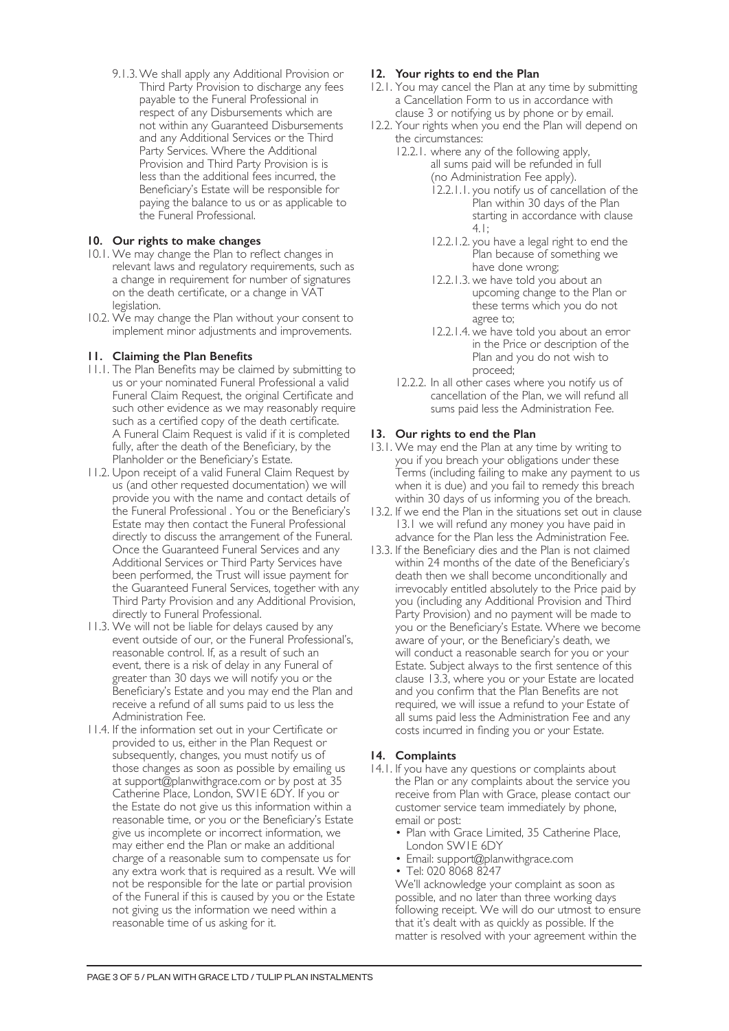9.1.3. We shall apply any Additional Provision or Third Party Provision to discharge any fees payable to the Funeral Professional in respect of any Disbursements which are not within any Guaranteed Disbursements and any Additional Services or the Third Party Services. Where the Additional Provision and Third Party Provision is is less than the additional fees incurred, the Beneficiary's Estate will be responsible for paying the balance to us or as applicable to the Funeral Professional.

## 10. Our rights to make changes

10.1. We may change the Plan to reflect changes in relevant laws and regulatory requirements, such as a change in requirement for number of signatures on the death certificate, or a change in VAT legislation.

10.2. We may change the Plan without your consent to implement minor adjustments and improvements.

## 11. Claiming the Plan Benefits

11.1. The Plan Benefits may be claimed by submitting to us or your nominated Funeral Professional a valid Funeral Claim Request, the original Certificate and such other evidence as we may reasonably require such as a certified copy of the death certificate. A Funeral Claim Request is valid if it is completed fully, after the death of the Beneficiary, by the Planholder or the Beneficiary's Estate.

11.2. Upon receipt of a valid Funeral Claim Request by us (and other requested documentation) we will provide you with the name and contact details of the Funeral Professional . You or the Beneficiary's Estate may then contact the Funeral Professional directly to discuss the arrangement of the Funeral. Once the Guaranteed Funeral Services and any Additional Services or Third Party Services have been performed, the Trust will issue payment for the Guaranteed Funeral Services, together with any Third Party Provision and any Additional Provision, directly to Funeral Professional.

11.3. We will not be liable for delays caused by any event outside of our, or the Funeral Professional's, reasonable control. If, as a result of such an event, there is a risk of delay in any Funeral of greater than 30 days we will notify you or the Beneficiary's Estate and you may end the Plan and receive a refund of all sums paid to us less the Administration Fee.

11.4. If the information set out in your Certificate or provided to us, either in the Plan Request or subsequently, changes, you must notify us of those changes as soon as possible by emailing us at support@planwithgrace.com or by post at 35 Catherine Place, London, SW1E 6DY. If you or the Estate do not give us this information within a reasonable time, or you or the Beneficiary's Estate give us incomplete or incorrect information, we may either end the Plan or make an additional charge of a reasonable sum to compensate us for any extra work that is required as a result. We will not be responsible for the late or partial provision of the Funeral if this is caused by you or the Estate not giving us the information we need within a reasonable time of us asking for it.

## 12. Your rights to end the Plan

12.1. You may cancel the Plan at any time by submitting a Cancellation Form to us in accordance with clause 3 or notifying us by phone or by email.

12.2. Your rights when you end the Plan will depend on the circumstances:

- 12.2.1. where any of the following apply, all sums paid will be refunded in full (no Administration Fee apply).
  - 12.2.1.1. you notify us of cancellation of the Plan within 30 days of the Plan starting in accordance with clause 4.1;
  - 12.2.1.2. you have a legal right to end the Plan because of something we have done wrong;
  - 12.2.1.3. we have told you about an upcoming change to the Plan or these terms which you do not agree to;
  - 12.2.1.4. we have told you about an error in the Price or description of the Plan and you do not wish to proceed;
- 12.2.2. In all other cases where you notify us of cancellation of the Plan, we will refund all sums paid less the Administration Fee.

## 13. Our rights to end the Plan

13.1. We may end the Plan at any time by writing to you if you breach your obligations under these Terms (including failing to make any payment to us when it is due) and you fail to remedy this breach within 30 days of us informing you of the breach.

13.2. If we end the Plan in the situations set out in clause 13.1 we will refund any money you have paid in advance for the Plan less the Administration Fee.

13.3. If the Beneficiary dies and the Plan is not claimed within 24 months of the date of the Beneficiary's death then we shall become unconditionally and irrevocably entitled absolutely to the Price paid by you (including any Additional Provision and Third Party Provision) and no payment will be made to you or the Beneficiary's Estate. Where we become aware of your, or the Beneficiary's death, we will conduct a reasonable search for you or your Estate. Subject always to the first sentence of this clause 13.3, where you or your Estate are located and you confirm that the Plan Benefits are not required, we will issue a refund to your Estate of all sums paid less the Administration Fee and any costs incurred in finding you or your Estate.

## 14. Complaints

14.1. If you have any questions or complaints about the Plan or any complaints about the service you receive from Plan with Grace, please contact our customer service team immediately by phone, email or post:

- Plan with Grace Limited, 35 Catherine Place, London SW1E 6DY
- Email: support@planwithgrace.com
- Tel: 020 8068 8247

We'll acknowledge your complaint as soon as possible, and no later than three working days following receipt. We will do our utmost to ensure that it's dealt with as quickly as possible. If the matter is resolved with your agreement within the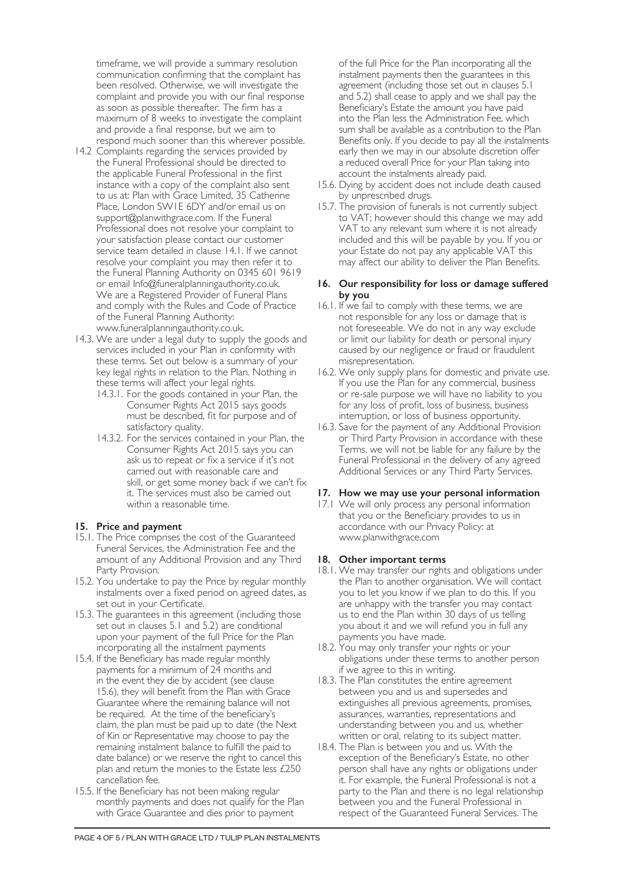timeframe, we will provide a summary resolution communication confirming that the complaint has been resolved. Otherwise, we will investigate the complaint and provide you with our final response as soon as possible thereafter. The firm has a maximum of 8 weeks to investigate the complaint and provide a final response, but we aim to respond much sooner than this wherever possible.

14.2 Complaints regarding the services provided by the Funeral Professional should be directed to the applicable Funeral Professional in the first instance with a copy of the complaint also sent to us at: Plan with Grace Limited, 35 Catherine Place, London SW1E 6DY and/or email us on support@planwithgrace.com. If the Funeral Professional does not resolve your complaint to your satisfaction please contact our customer service team detailed in clause 14.1. If we cannot resolve your complaint you may then refer it to the Funeral Planning Authority on 0345 601 9619 or email Info@funeralplanningauthority.co.uk. We are a Registered Provider of Funeral Plans and comply with the Rules and Code of Practice of the Funeral Planning Authority: www.funeralplanningauthority.co.uk.

14.3. We are under a legal duty to supply the goods and services included in your Plan in conformity with these terms. Set out below is a summary of your key legal rights in relation to the Plan. Nothing in these terms will affect your legal rights.

- 14.3.1. For the goods contained in your Plan, the Consumer Rights Act 2015 says goods must be described, fit for purpose and of satisfactory quality.
- 14.3.2. For the services contained in your Plan, the Consumer Rights Act 2015 says you can ask us to repeat or fix a service if it's not carried out with reasonable care and skill, or get some money back if we can't fix it. The services must also be carried out within a reasonable time.

## 15. Price and payment

15.1. The Price comprises the cost of the Guaranteed Funeral Services, the Administration Fee and the amount of any Additional Provision and any Third Party Provision.

15.2. You undertake to pay the Price by regular monthly instalments over a fixed period on agreed dates, as set out in your Certificate.

15.3. The guarantees in this agreement (including those set out in clauses 5.1 and 5.2) are conditional upon your payment of the full Price for the Plan incorporating all the instalment payments

15.4. If the Beneficiary has made regular monthly payments for a minimum of 24 months and in the event they die by accident (see clause 15.6), they will benefit from the Plan with Grace Guarantee where the remaining balance will not be required. At the time of the beneficiary's claim, the plan must be paid up to date (the Next of Kin or Representative may choose to pay the remaining instalment balance to fulfill the paid to date balance) or we reserve the right to cancel this plan and return the monies to the Estate less £250 cancellation fee.

15.5. If the Beneficiary has not been making regular monthly payments and does not qualify for the Plan with Grace Guarantee and dies prior to payment of the full Price for the Plan incorporating all the instalment payments then the guarantees in this agreement (including those set out in clauses 5.1 and 5.2) shall cease to apply and we shall pay the Beneficiary's Estate the amount you have paid into the Plan less the Administration Fee, which sum shall be available as a contribution to the Plan Benefits only. If you decide to pay all the instalments early then we may in our absolute discretion offer a reduced overall Price for your Plan taking into account the instalments already paid.

15.6. Dying by accident does not include death caused by unprescribed drugs.

15.7. The provision of funerals is not currently subject to VAT; however should this change we may add VAT to any relevant sum where it is not already included and this will be payable by you. If you or your Estate do not pay any applicable VAT this may affect our ability to deliver the Plan Benefits.

## 16. Our responsibility for loss or damage suffered by you

16.1. If we fail to comply with these terms, we are not responsible for any loss or damage that is not foreseeable. We do not in any way exclude or limit our liability for death or personal injury caused by our negligence or fraud or fraudulent misrepresentation.

16.2. We only supply plans for domestic and private use. If you use the Plan for any commercial, business or re-sale purpose we will have no liability to you for any loss of profit, loss of business, business interruption, or loss of business opportunity.

16.3. Save for the payment of any Additional Provision or Third Party Provision in accordance with these Terms, we will not be liable for any failure by the Funeral Professional in the delivery of any agreed Additional Services or any Third Party Services.

## 17. How we may use your personal information

17.1 We will only process any personal information that you or the Beneficiary provides to us in accordance with our Privacy Policy: at www.planwithgrace.com

## 18. Other important terms

18.1. We may transfer our rights and obligations under the Plan to another organisation. We will contact you to let you know if we plan to do this. If you are unhappy with the transfer you may contact us to end the Plan within 30 days of us telling you about it and we will refund you in full any payments you have made.

18.2. You may only transfer your rights or your obligations under these terms to another person if we agree to this in writing.

18.3. The Plan constitutes the entire agreement between you and us and supersedes and extinguishes all previous agreements, promises, assurances, warranties, representations and understanding between you and us, whether written or oral, relating to its subject matter.

18.4. The Plan is between you and us. With the exception of the Beneficiary's Estate, no other person shall have any rights or obligations under it. For example, the Funeral Professional is not a party to the Plan and there is no legal relationship between you and the Funeral Professional in respect of the Guaranteed Funeral Services. The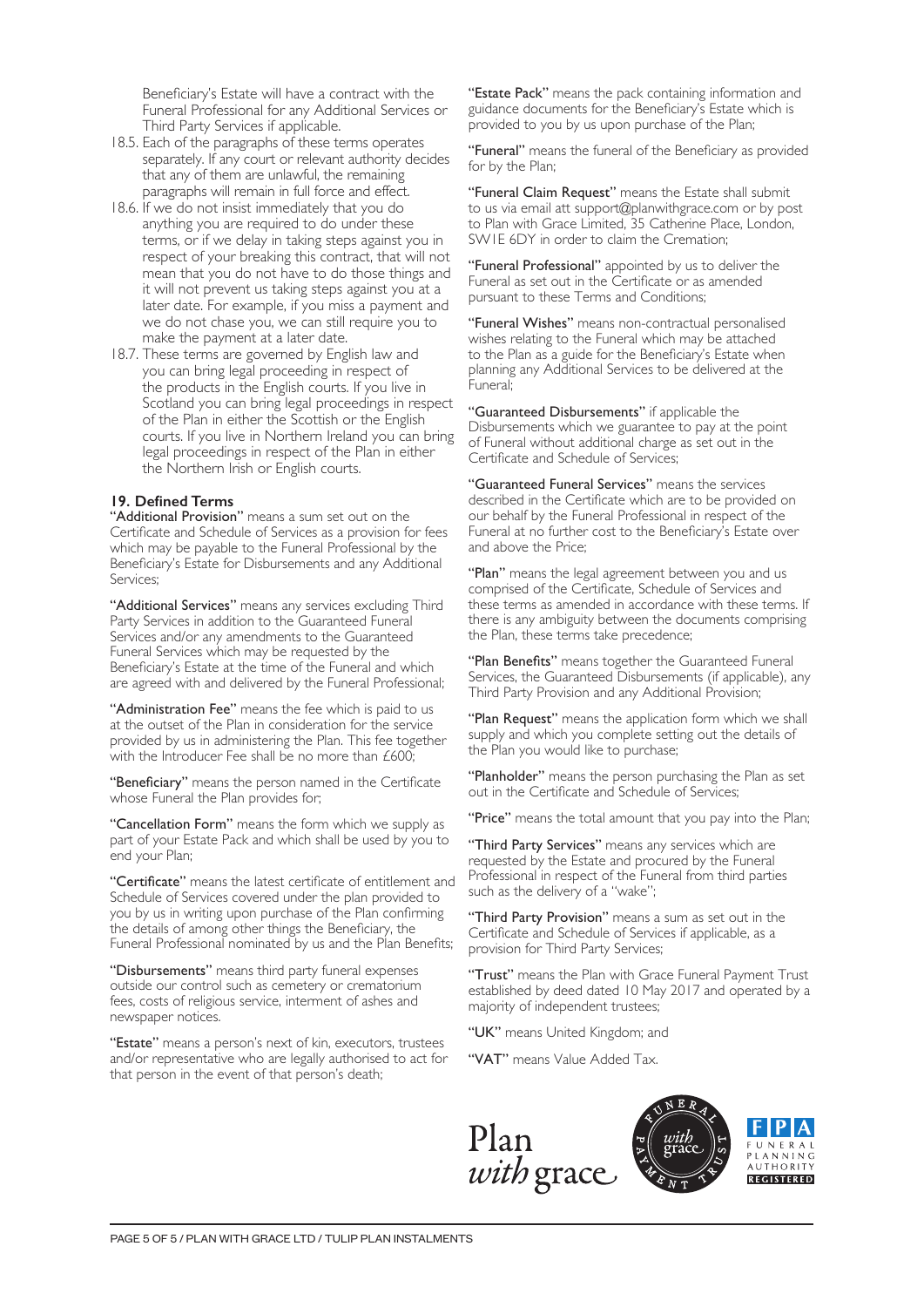Beneficiary's Estate will have a contract with the Funeral Professional for any Additional Services or Third Party Services if applicable.

18.5. Each of the paragraphs of these terms operates separately. If any court or relevant authority decides that any of them are unlawful, the remaining paragraphs will remain in full force and effect.

18.6. If we do not insist immediately that you do anything you are required to do under these terms, or if we delay in taking steps against you in respect of your breaking this contract, that will not mean that you do not have to do those things and it will not prevent us taking steps against you at a later date. For example, if you miss a payment and we do not chase you, we can still require you to make the payment at a later date.

18.7. These terms are governed by English law and you can bring legal proceeding in respect of the products in the English courts. If you live in Scotland you can bring legal proceedings in respect of the Plan in either the Scottish or the English courts. If you live in Northern Ireland you can bring legal proceedings in respect of the Plan in either the Northern Irish or English courts.

## 19. Defined Terms

**"Additional Provision"** means a sum set out on the Certificate and Schedule of Services as a provision for fees which may be payable to the Funeral Professional by the Beneficiary's Estate for Disbursements and any Additional Services;

**"Additional Services"** means any services excluding Third Party Services in addition to the Guaranteed Funeral Services and/or any amendments to the Guaranteed Funeral Services which may be requested by the Beneficiary's Estate at the time of the Funeral and which are agreed with and delivered by the Funeral Professional;

**"Administration Fee"** means the fee which is paid to us at the outset of the Plan in consideration for the service provided by us in administering the Plan. This fee together with the Introducer Fee shall be no more than £600;

**"Beneficiary"** means the person named in the Certificate whose Funeral the Plan provides for;

**"Cancellation Form"** means the form which we supply as part of your Estate Pack and which shall be used by you to end your Plan;

**"Certificate"** means the latest certificate of entitlement and Schedule of Services covered under the plan provided to you by us in writing upon purchase of the Plan confirming the details of among other things the Beneficiary, the Funeral Professional nominated by us and the Plan Benefits;

**"Disbursements"** means third party funeral expenses outside our control such as cemetery or crematorium fees, costs of religious service, interment of ashes and newspaper notices.

**"Estate"** means a person's next of kin, executors, trustees and/or representative who are legally authorised to act for that person in the event of that person's death;

**"Estate Pack"** means the pack containing information and guidance documents for the Beneficiary's Estate which is provided to you by us upon purchase of the Plan;

**"Funeral"** means the funeral of the Beneficiary as provided for by the Plan;

**"Funeral Claim Request"** means the Estate shall submit to us via email att support@planwithgrace.com or by post to Plan with Grace Limited, 35 Catherine Place, London, SW1E 6DY in order to claim the Cremation;

**"Funeral Professional"** appointed by us to deliver the Funeral as set out in the Certificate or as amended pursuant to these Terms and Conditions;

**"Funeral Wishes"** means non-contractual personalised wishes relating to the Funeral which may be attached to the Plan as a guide for the Beneficiary's Estate when planning any Additional Services to be delivered at the Funeral;

**"Guaranteed Disbursements"** if applicable the Disbursements which we guarantee to pay at the point of Funeral without additional charge as set out in the Certificate and Schedule of Services;

**"Guaranteed Funeral Services"** means the services described in the Certificate which are to be provided on our behalf by the Funeral Professional in respect of the Funeral at no further cost to the Beneficiary's Estate over and above the Price;

**"Plan"** means the legal agreement between you and us comprised of the Certificate, Schedule of Services and these terms as amended in accordance with these terms. If there is any ambiguity between the documents comprising the Plan, these terms take precedence;

**"Plan Benefits"** means together the Guaranteed Funeral Services, the Guaranteed Disbursements (if applicable), any Third Party Provision and any Additional Provision;

**"Plan Request"** means the application form which we shall supply and which you complete setting out the details of the Plan you would like to purchase;

**"Planholder"** means the person purchasing the Plan as set out in the Certificate and Schedule of Services;

**"Price"** means the total amount that you pay into the Plan;

**"Third Party Services"** means any services which are requested by the Estate and procured by the Funeral Professional in respect of the Funeral from third parties such as the delivery of a "wake";

**"Third Party Provision"** means a sum as set out in the Certificate and Schedule of Services if applicable, as a provision for Third Party Services;

**"Trust"** means the Plan with Grace Funeral Payment Trust established by deed dated 10 May 2017 and operated by a majority of independent trustees;

**"UK"** means United Kingdom; and

**"VAT"** means Value Added Tax.

Plan *with* grace

FUNERAL PAYMENT TRUST *with* grace

FPA FUNERAL PLANNING AUTHORITY REGISTERED